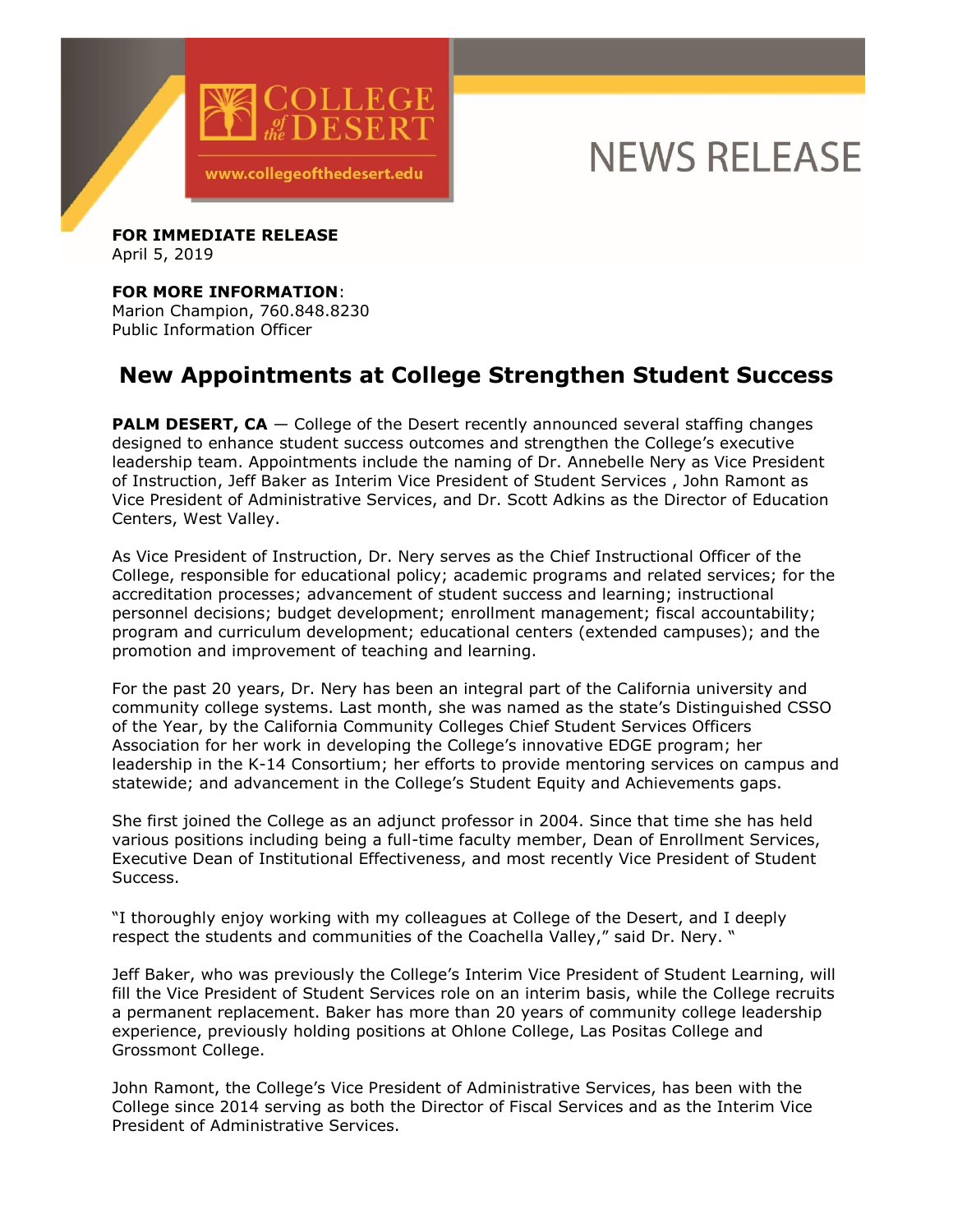COLLEGE of the DESERT

www.collegeofthedesert.edu

NEWS RELEASE

**FOR IMMEDIATE RELEASE**
April 5, 2019

**FOR MORE INFORMATION**:
Marion Champion, 760.848.8230
Public Information Officer

## New Appointments at College Strengthen Student Success

**PALM DESERT, CA** — College of the Desert recently announced several staffing changes designed to enhance student success outcomes and strengthen the College's executive leadership team. Appointments include the naming of Dr. Annebelle Nery as Vice President of Instruction, Jeff Baker as Interim Vice President of Student Services , John Ramont as Vice President of Administrative Services, and Dr. Scott Adkins as the Director of Education Centers, West Valley.

As Vice President of Instruction, Dr. Nery serves as the Chief Instructional Officer of the College, responsible for educational policy; academic programs and related services; for the accreditation processes; advancement of student success and learning; instructional personnel decisions; budget development; enrollment management; fiscal accountability; program and curriculum development; educational centers (extended campuses); and the promotion and improvement of teaching and learning.

For the past 20 years, Dr. Nery has been an integral part of the California university and community college systems. Last month, she was named as the state's Distinguished CSSO of the Year, by the California Community Colleges Chief Student Services Officers Association for her work in developing the College's innovative EDGE program; her leadership in the K-14 Consortium; her efforts to provide mentoring services on campus and statewide; and advancement in the College's Student Equity and Achievements gaps.

She first joined the College as an adjunct professor in 2004. Since that time she has held various positions including being a full-time faculty member, Dean of Enrollment Services, Executive Dean of Institutional Effectiveness, and most recently Vice President of Student Success.

"I thoroughly enjoy working with my colleagues at College of the Desert, and I deeply respect the students and communities of the Coachella Valley," said Dr. Nery. "

Jeff Baker, who was previously the College's Interim Vice President of Student Learning, will fill the Vice President of Student Services role on an interim basis, while the College recruits a permanent replacement. Baker has more than 20 years of community college leadership experience, previously holding positions at Ohlone College, Las Positas College and Grossmont College.

John Ramont, the College's Vice President of Administrative Services, has been with the College since 2014 serving as both the Director of Fiscal Services and as the Interim Vice President of Administrative Services.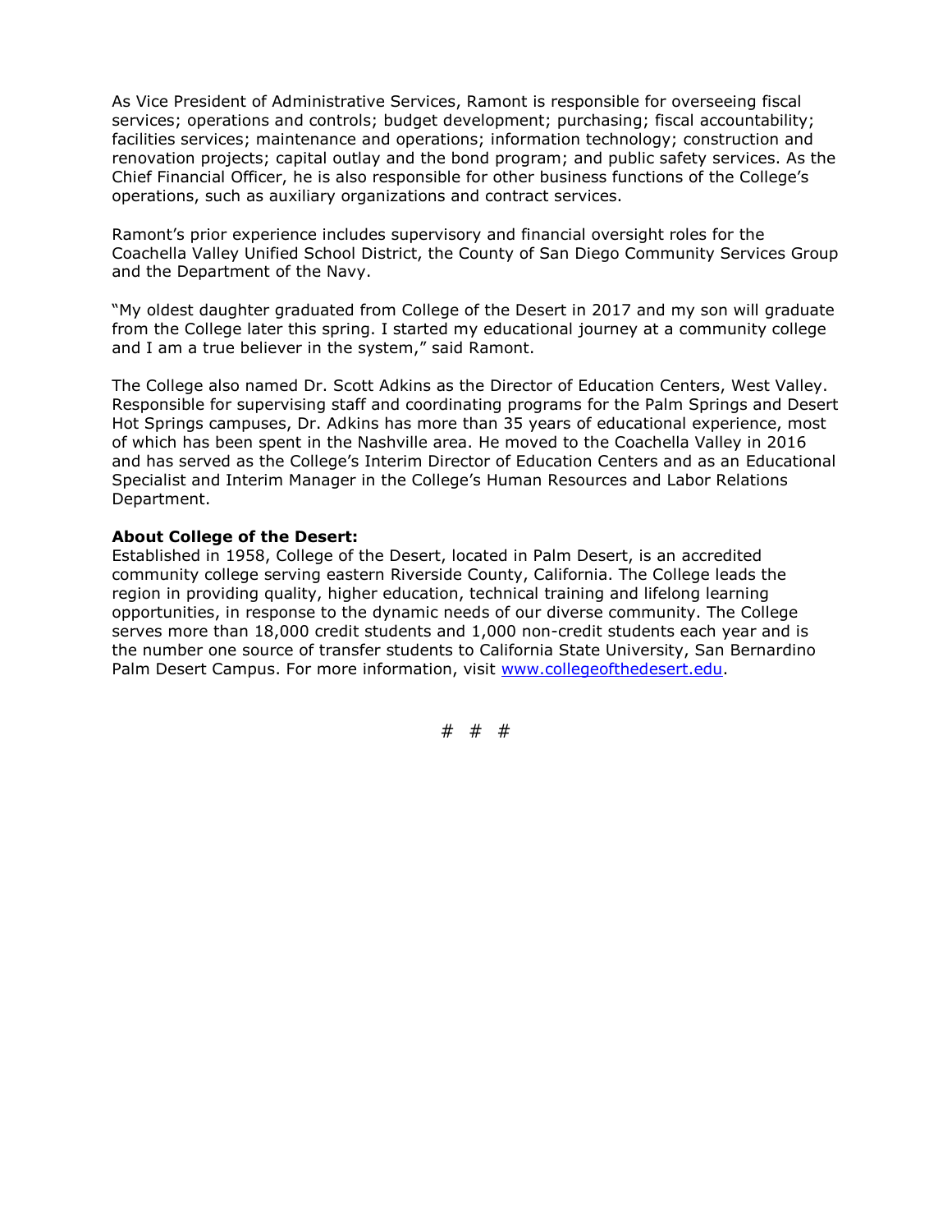As Vice President of Administrative Services, Ramont is responsible for overseeing fiscal services; operations and controls; budget development; purchasing; fiscal accountability; facilities services; maintenance and operations; information technology; construction and renovation projects; capital outlay and the bond program; and public safety services. As the Chief Financial Officer, he is also responsible for other business functions of the College's operations, such as auxiliary organizations and contract services.

Ramont's prior experience includes supervisory and financial oversight roles for the Coachella Valley Unified School District, the County of San Diego Community Services Group and the Department of the Navy.

"My oldest daughter graduated from College of the Desert in 2017 and my son will graduate from the College later this spring. I started my educational journey at a community college and I am a true believer in the system," said Ramont.

The College also named Dr. Scott Adkins as the Director of Education Centers, West Valley. Responsible for supervising staff and coordinating programs for the Palm Springs and Desert Hot Springs campuses, Dr. Adkins has more than 35 years of educational experience, most of which has been spent in the Nashville area. He moved to the Coachella Valley in 2016 and has served as the College's Interim Director of Education Centers and as an Educational Specialist and Interim Manager in the College's Human Resources and Labor Relations Department.

**About College of the Desert:**
Established in 1958, College of the Desert, located in Palm Desert, is an accredited community college serving eastern Riverside County, California. The College leads the region in providing quality, higher education, technical training and lifelong learning opportunities, in response to the dynamic needs of our diverse community. The College serves more than 18,000 credit students and 1,000 non-credit students each year and is the number one source of transfer students to California State University, San Bernardino Palm Desert Campus. For more information, visit www.collegeofthedesert.edu.

# # #